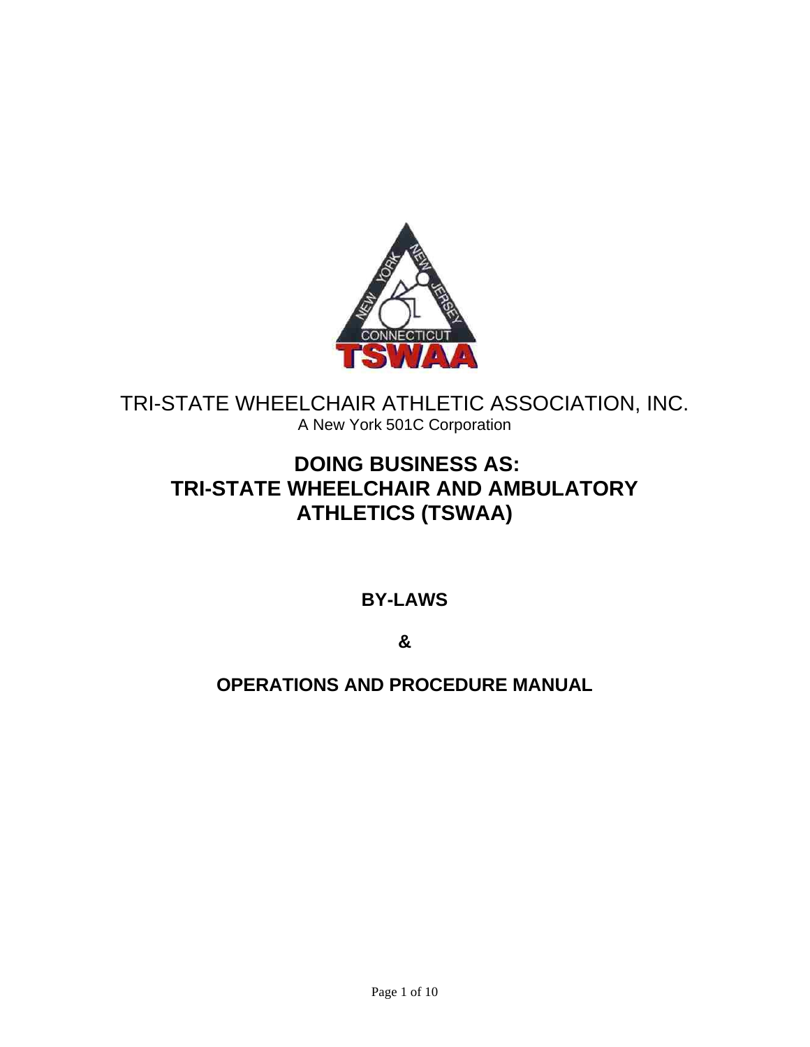TRI-STATE WHEELCHAIR ATHLETIC ASSOCIATION, INC.

A New York 501C Corporation

# DOING BUSINESS AS: TRI-STATE WHEELCHAIR AND AMBULATORY ATHLETICS (TSWAA)

## BY-LAWS

## &

## OPERATIONS AND PROCEDURE MANUAL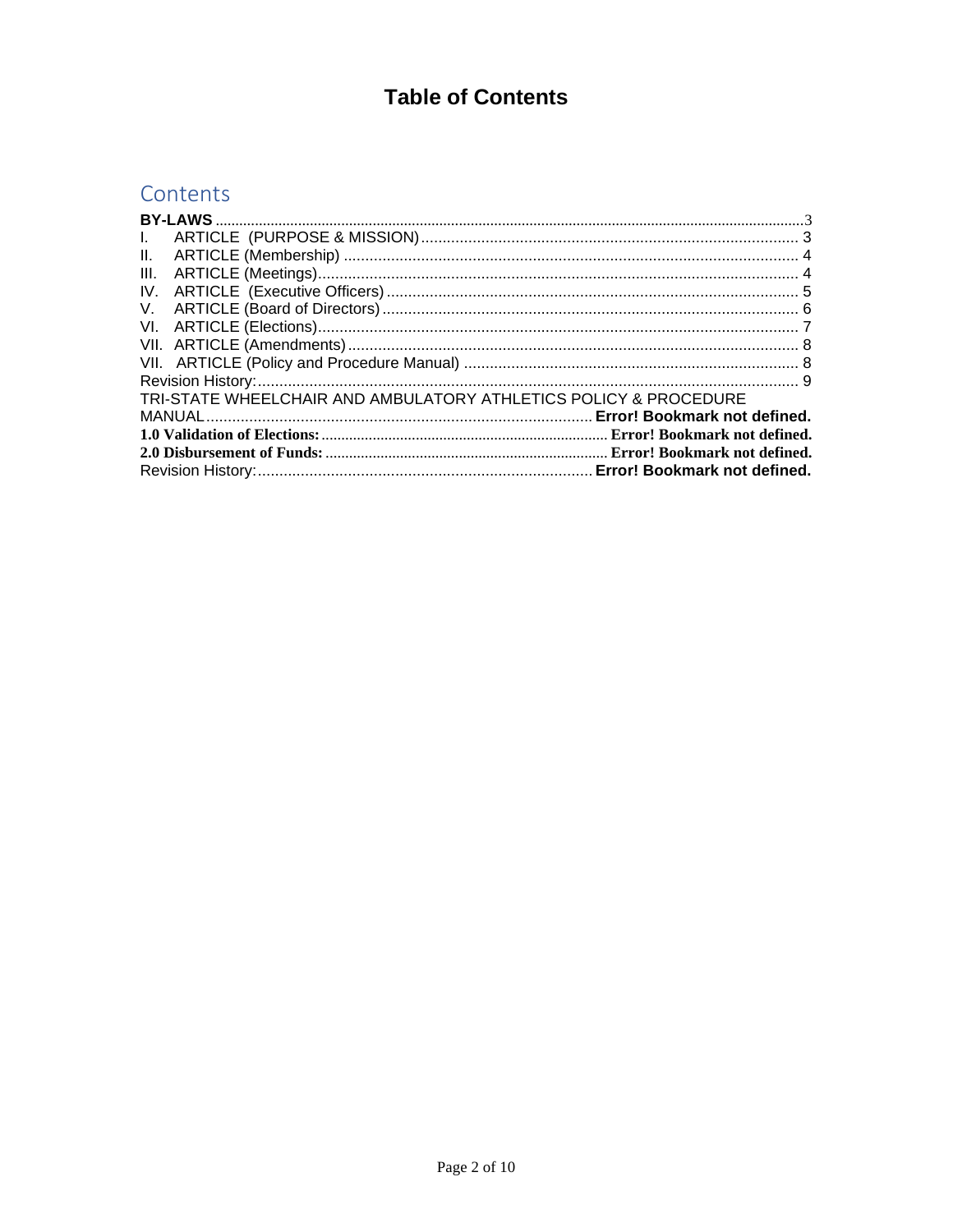# Table of Contents

## Contents

**BY-LAWS** .......... 3

I. ARTICLE (PURPOSE & MISSION) .......... 3

II. ARTICLE (Membership) .......... 4

III. ARTICLE (Meetings) .......... 4

IV. ARTICLE (Executive Officers) .......... 5

V. ARTICLE (Board of Directors) .......... 6

VI. ARTICLE (Elections) .......... 7

VII. ARTICLE (Amendments) .......... 8

VII. ARTICLE (Policy and Procedure Manual) .......... 8

Revision History: .......... 9

TRI-STATE WHEELCHAIR AND AMBULATORY ATHLETICS POLICY & PROCEDURE MANUAL .......... **Error! Bookmark not defined.**

**1.0 Validation of Elections:** .......... **Error! Bookmark not defined.**

**2.0 Disbursement of Funds:** .......... **Error! Bookmark not defined.**

Revision History: .......... **Error! Bookmark not defined.**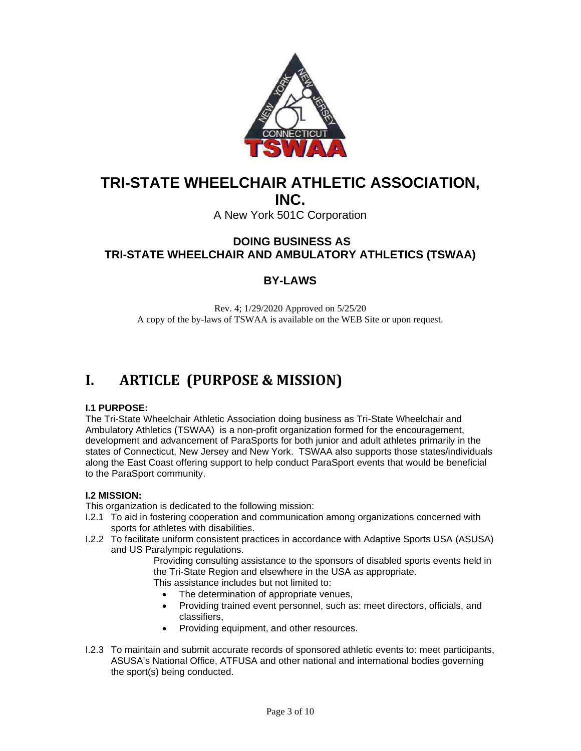# TRI-STATE WHEELCHAIR ATHLETIC ASSOCIATION, INC.

A New York 501C Corporation

**DOING BUSINESS AS**
**TRI-STATE WHEELCHAIR AND AMBULATORY ATHLETICS (TSWAA)**

**BY-LAWS**

Rev. 4; 1/29/2020 Approved on 5/25/20
A copy of the by-laws of TSWAA is available on the WEB Site or upon request.

# I. ARTICLE (PURPOSE & MISSION)

**I.1 PURPOSE:**
The Tri-State Wheelchair Athletic Association doing business as Tri-State Wheelchair and Ambulatory Athletics (TSWAA) is a non-profit organization formed for the encouragement, development and advancement of ParaSports for both junior and adult athletes primarily in the states of Connecticut, New Jersey and New York. TSWAA also supports those states/individuals along the East Coast offering support to help conduct ParaSport events that would be beneficial to the ParaSport community.

**I.2 MISSION:**
This organization is dedicated to the following mission:

I.2.1 To aid in fostering cooperation and communication among organizations concerned with sports for athletes with disabilities.

I.2.2 To facilitate uniform consistent practices in accordance with Adaptive Sports USA (ASUSA) and US Paralympic regulations.

Providing consulting assistance to the sponsors of disabled sports events held in the Tri-State Region and elsewhere in the USA as appropriate.
This assistance includes but not limited to:

- The determination of appropriate venues,
- Providing trained event personnel, such as: meet directors, officials, and classifiers,
- Providing equipment, and other resources.

I.2.3 To maintain and submit accurate records of sponsored athletic events to: meet participants, ASUSA's National Office, ATFUSA and other national and international bodies governing the sport(s) being conducted.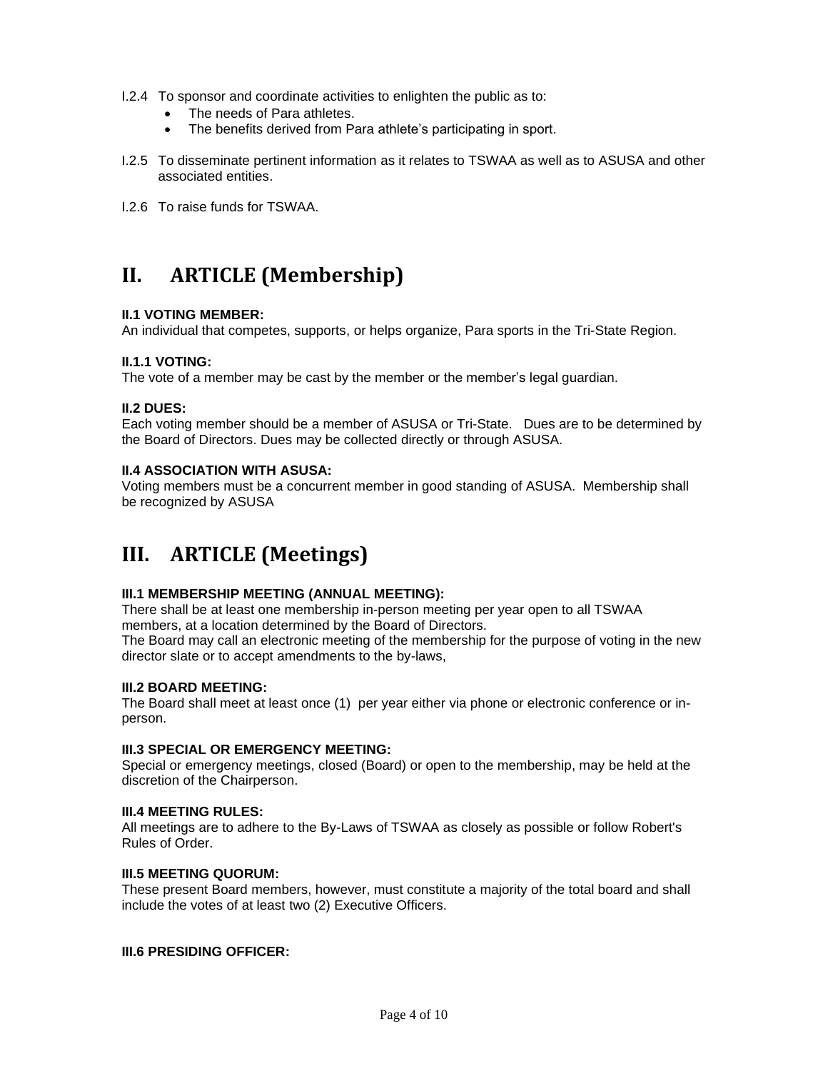I.2.4 To sponsor and coordinate activities to enlighten the public as to:

- The needs of Para athletes.
- The benefits derived from Para athlete's participating in sport.

I.2.5 To disseminate pertinent information as it relates to TSWAA as well as to ASUSA and other associated entities.

I.2.6 To raise funds for TSWAA.

# II. ARTICLE (Membership)

**II.1 VOTING MEMBER:**
An individual that competes, supports, or helps organize, Para sports in the Tri-State Region.

**II.1.1 VOTING:**
The vote of a member may be cast by the member or the member's legal guardian.

**II.2 DUES:**
Each voting member should be a member of ASUSA or Tri-State. Dues are to be determined by the Board of Directors. Dues may be collected directly or through ASUSA.

**II.4 ASSOCIATION WITH ASUSA:**
Voting members must be a concurrent member in good standing of ASUSA. Membership shall be recognized by ASUSA

# III. ARTICLE (Meetings)

**III.1 MEMBERSHIP MEETING (ANNUAL MEETING):**
There shall be at least one membership in-person meeting per year open to all TSWAA members, at a location determined by the Board of Directors.
The Board may call an electronic meeting of the membership for the purpose of voting in the new director slate or to accept amendments to the by-laws,

**III.2 BOARD MEETING:**
The Board shall meet at least once (1) per year either via phone or electronic conference or in-person.

**III.3 SPECIAL OR EMERGENCY MEETING:**
Special or emergency meetings, closed (Board) or open to the membership, may be held at the discretion of the Chairperson.

**III.4 MEETING RULES:**
All meetings are to adhere to the By-Laws of TSWAA as closely as possible or follow Robert's Rules of Order.

**III.5 MEETING QUORUM:**
These present Board members, however, must constitute a majority of the total board and shall include the votes of at least two (2) Executive Officers.

**III.6 PRESIDING OFFICER:**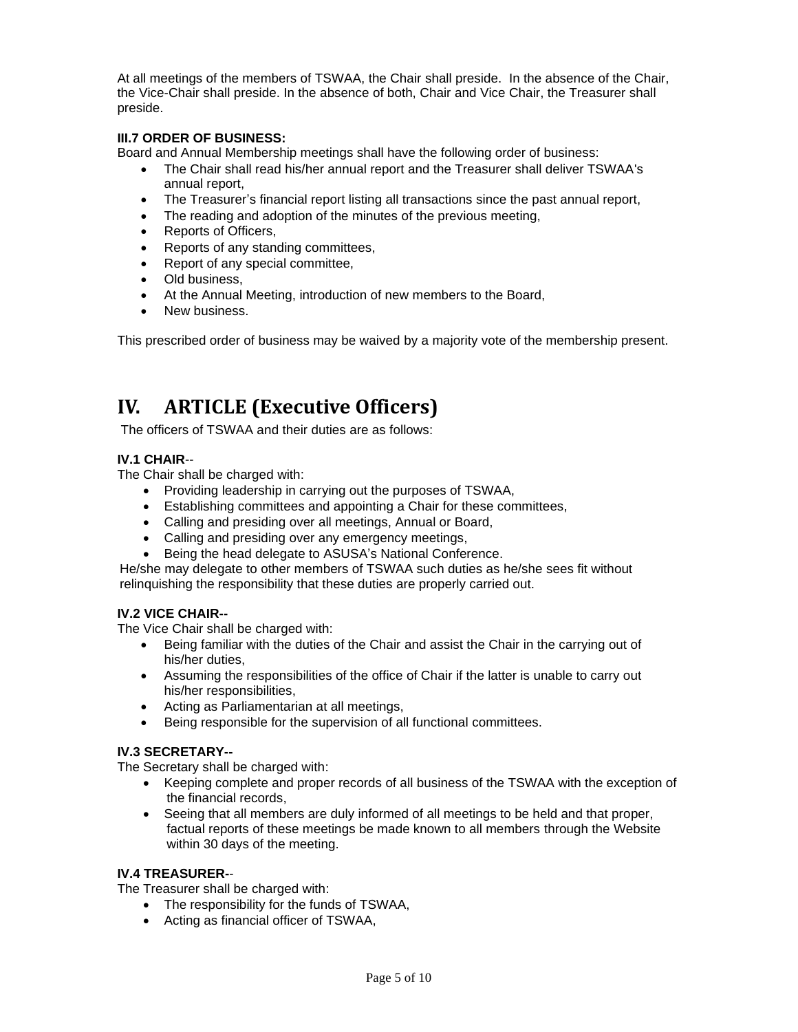At all meetings of the members of TSWAA, the Chair shall preside. In the absence of the Chair, the Vice-Chair shall preside. In the absence of both, Chair and Vice Chair, the Treasurer shall preside.

**III.7 ORDER OF BUSINESS:**

Board and Annual Membership meetings shall have the following order of business:

- The Chair shall read his/her annual report and the Treasurer shall deliver TSWAA's annual report,
- The Treasurer's financial report listing all transactions since the past annual report,
- The reading and adoption of the minutes of the previous meeting,
- Reports of Officers,
- Reports of any standing committees,
- Report of any special committee,
- Old business,
- At the Annual Meeting, introduction of new members to the Board,
- New business.

This prescribed order of business may be waived by a majority vote of the membership present.

# IV. ARTICLE (Executive Officers)

The officers of TSWAA and their duties are as follows:

**IV.1 CHAIR**--

The Chair shall be charged with:

- Providing leadership in carrying out the purposes of TSWAA,
- Establishing committees and appointing a Chair for these committees,
- Calling and presiding over all meetings, Annual or Board,
- Calling and presiding over any emergency meetings,
- Being the head delegate to ASUSA's National Conference.

He/she may delegate to other members of TSWAA such duties as he/she sees fit without relinquishing the responsibility that these duties are properly carried out.

**IV.2 VICE CHAIR--**

The Vice Chair shall be charged with:

- Being familiar with the duties of the Chair and assist the Chair in the carrying out of his/her duties,
- Assuming the responsibilities of the office of Chair if the latter is unable to carry out his/her responsibilities,
- Acting as Parliamentarian at all meetings,
- Being responsible for the supervision of all functional committees.

**IV.3 SECRETARY--**

The Secretary shall be charged with:

- Keeping complete and proper records of all business of the TSWAA with the exception of the financial records,
- Seeing that all members are duly informed of all meetings to be held and that proper, factual reports of these meetings be made known to all members through the Website within 30 days of the meeting.

**IV.4 TREASURER**--

The Treasurer shall be charged with:

- The responsibility for the funds of TSWAA,
- Acting as financial officer of TSWAA,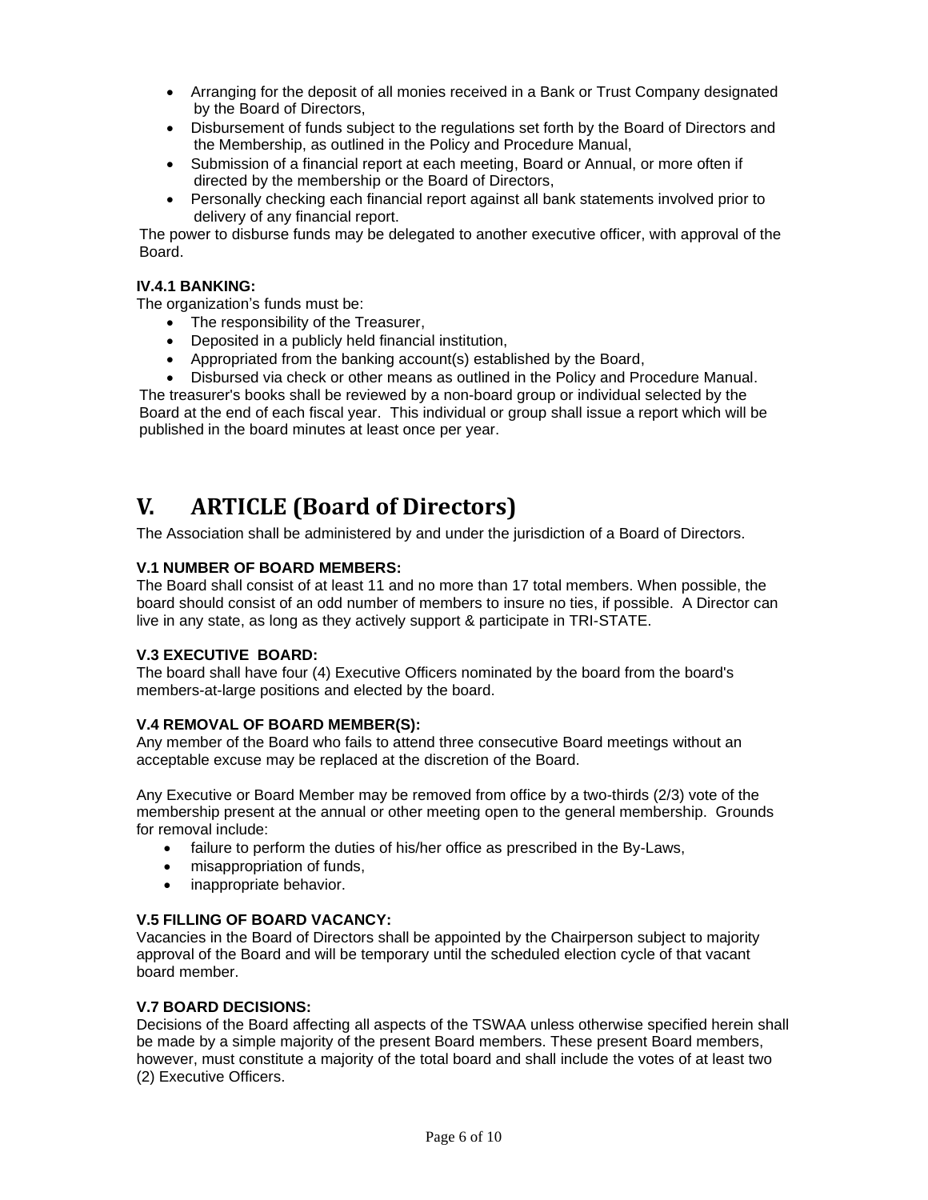- Arranging for the deposit of all monies received in a Bank or Trust Company designated by the Board of Directors,
- Disbursement of funds subject to the regulations set forth by the Board of Directors and the Membership, as outlined in the Policy and Procedure Manual,
- Submission of a financial report at each meeting, Board or Annual, or more often if directed by the membership or the Board of Directors,
- Personally checking each financial report against all bank statements involved prior to delivery of any financial report.

The power to disburse funds may be delegated to another executive officer, with approval of the Board.

**IV.4.1 BANKING:**

The organization's funds must be:

- The responsibility of the Treasurer,
- Deposited in a publicly held financial institution,
- Appropriated from the banking account(s) established by the Board,
- Disbursed via check or other means as outlined in the Policy and Procedure Manual.

The treasurer's books shall be reviewed by a non-board group or individual selected by the Board at the end of each fiscal year. This individual or group shall issue a report which will be published in the board minutes at least once per year.

# V. ARTICLE (Board of Directors)

The Association shall be administered by and under the jurisdiction of a Board of Directors.

**V.1 NUMBER OF BOARD MEMBERS:**

The Board shall consist of at least 11 and no more than 17 total members. When possible, the board should consist of an odd number of members to insure no ties, if possible. A Director can live in any state, as long as they actively support & participate in TRI-STATE.

**V.3 EXECUTIVE BOARD:**

The board shall have four (4) Executive Officers nominated by the board from the board's members-at-large positions and elected by the board.

**V.4 REMOVAL OF BOARD MEMBER(S):**

Any member of the Board who fails to attend three consecutive Board meetings without an acceptable excuse may be replaced at the discretion of the Board.

Any Executive or Board Member may be removed from office by a two-thirds (2/3) vote of the membership present at the annual or other meeting open to the general membership. Grounds for removal include:

- failure to perform the duties of his/her office as prescribed in the By-Laws,
- misappropriation of funds,
- inappropriate behavior.

**V.5 FILLING OF BOARD VACANCY:**

Vacancies in the Board of Directors shall be appointed by the Chairperson subject to majority approval of the Board and will be temporary until the scheduled election cycle of that vacant board member.

**V.7 BOARD DECISIONS:**

Decisions of the Board affecting all aspects of the TSWAA unless otherwise specified herein shall be made by a simple majority of the present Board members. These present Board members, however, must constitute a majority of the total board and shall include the votes of at least two (2) Executive Officers.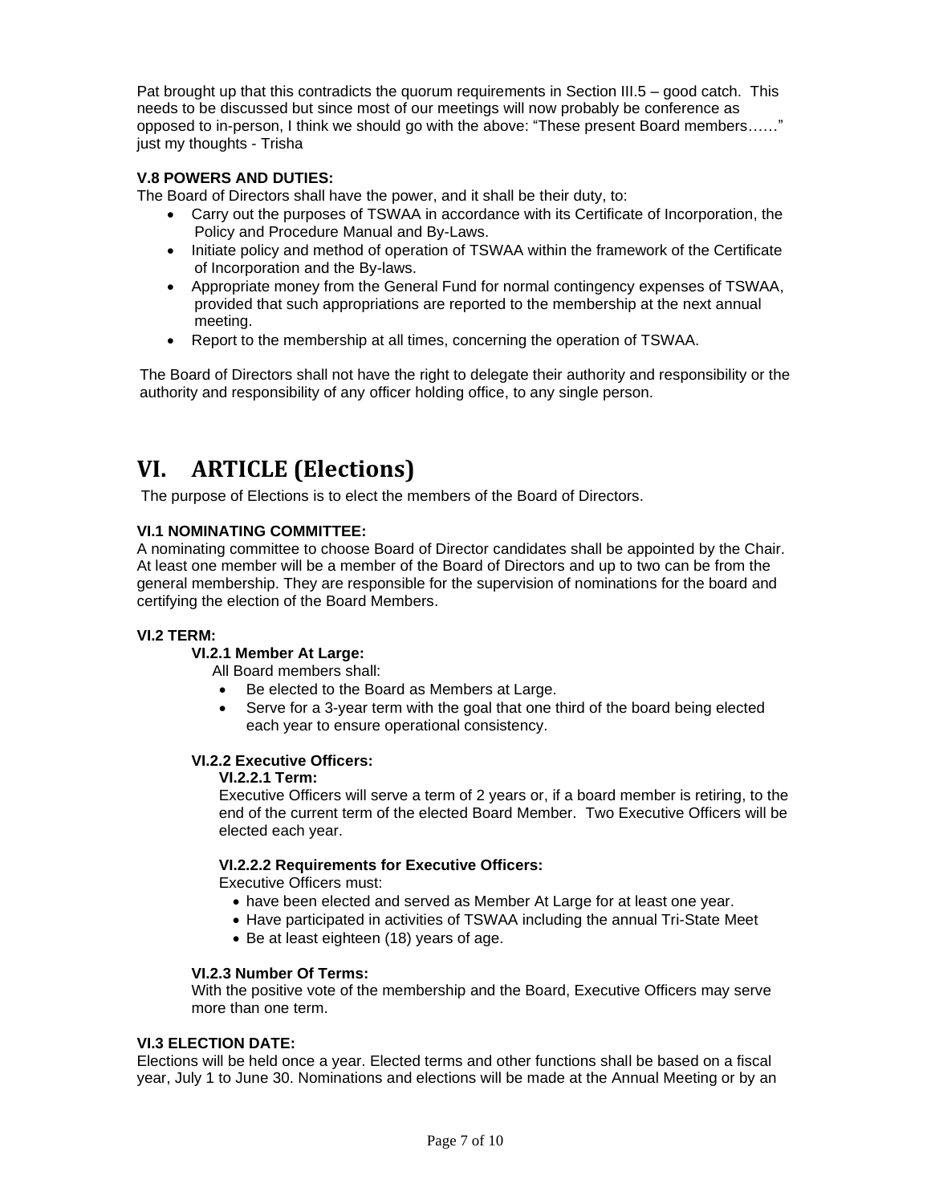Pat brought up that this contradicts the quorum requirements in Section III.5 – good catch. This needs to be discussed but since most of our meetings will now probably be conference as opposed to in-person, I think we should go with the above: "These present Board members……" just my thoughts - Trisha

**V.8 POWERS AND DUTIES:**

The Board of Directors shall have the power, and it shall be their duty, to:

- Carry out the purposes of TSWAA in accordance with its Certificate of Incorporation, the Policy and Procedure Manual and By-Laws.
- Initiate policy and method of operation of TSWAA within the framework of the Certificate of Incorporation and the By-laws.
- Appropriate money from the General Fund for normal contingency expenses of TSWAA, provided that such appropriations are reported to the membership at the next annual meeting.
- Report to the membership at all times, concerning the operation of TSWAA.

The Board of Directors shall not have the right to delegate their authority and responsibility or the authority and responsibility of any officer holding office, to any single person.

# VI. ARTICLE (Elections)

The purpose of Elections is to elect the members of the Board of Directors.

**VI.1 NOMINATING COMMITTEE:**

A nominating committee to choose Board of Director candidates shall be appointed by the Chair. At least one member will be a member of the Board of Directors and up to two can be from the general membership. They are responsible for the supervision of nominations for the board and certifying the election of the Board Members.

**VI.2 TERM:**

**VI.2.1 Member At Large:**

All Board members shall:

- Be elected to the Board as Members at Large.
- Serve for a 3-year term with the goal that one third of the board being elected each year to ensure operational consistency.

**VI.2.2 Executive Officers:**

**VI.2.2.1 Term:**

Executive Officers will serve a term of 2 years or, if a board member is retiring, to the end of the current term of the elected Board Member. Two Executive Officers will be elected each year.

**VI.2.2.2 Requirements for Executive Officers:**

Executive Officers must:

- have been elected and served as Member At Large for at least one year.
- Have participated in activities of TSWAA including the annual Tri-State Meet
- Be at least eighteen (18) years of age.

**VI.2.3 Number Of Terms:**

With the positive vote of the membership and the Board, Executive Officers may serve more than one term.

**VI.3 ELECTION DATE:**

Elections will be held once a year. Elected terms and other functions shall be based on a fiscal year, July 1 to June 30. Nominations and elections will be made at the Annual Meeting or by an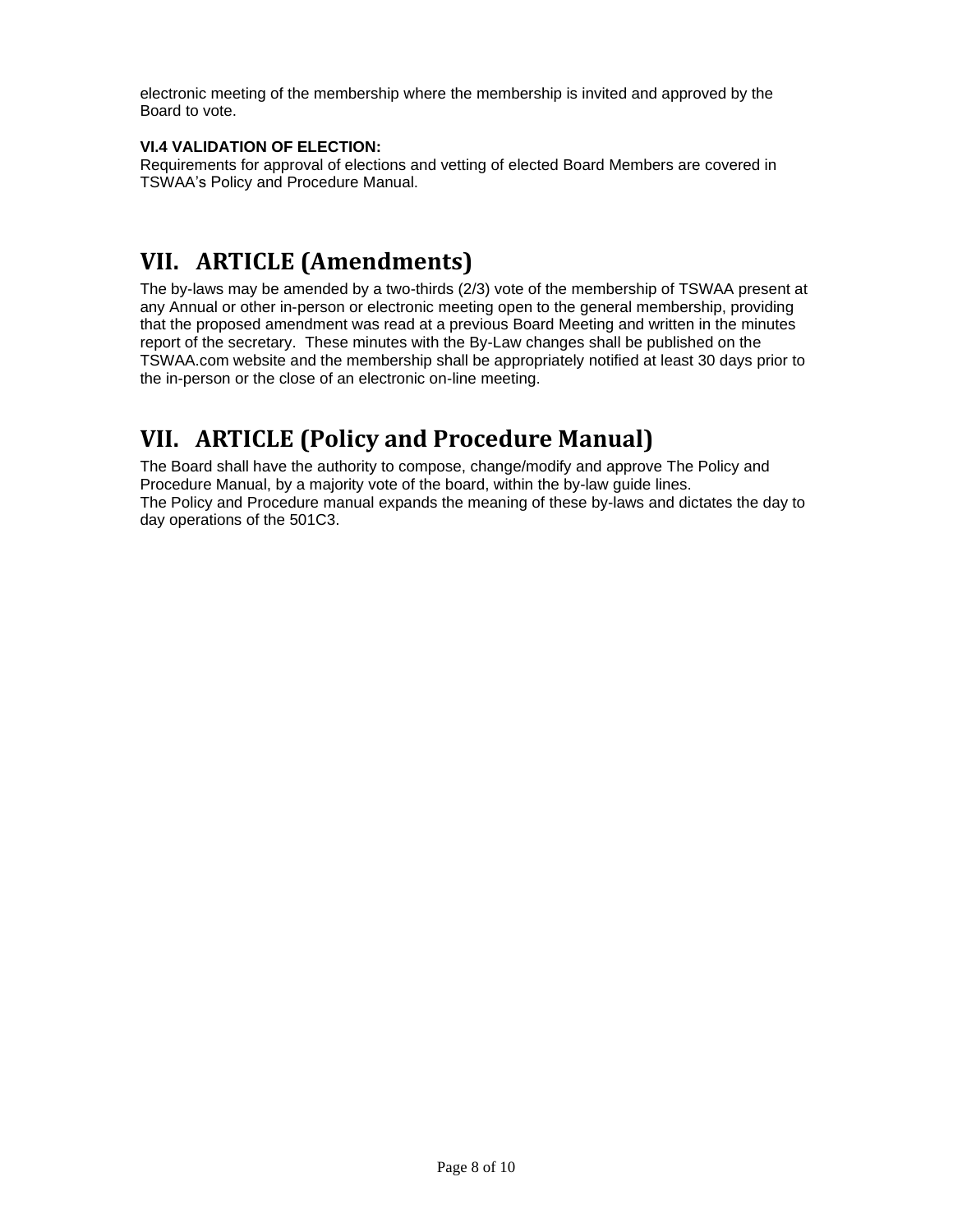electronic meeting of the membership where the membership is invited and approved by the Board to vote.

**VI.4 VALIDATION OF ELECTION:**
Requirements for approval of elections and vetting of elected Board Members are covered in TSWAA's Policy and Procedure Manual.

# VII. ARTICLE (Amendments)

The by-laws may be amended by a two-thirds (2/3) vote of the membership of TSWAA present at any Annual or other in-person or electronic meeting open to the general membership, providing that the proposed amendment was read at a previous Board Meeting and written in the minutes report of the secretary. These minutes with the By-Law changes shall be published on the TSWAA.com website and the membership shall be appropriately notified at least 30 days prior to the in-person or the close of an electronic on-line meeting.

# VII. ARTICLE (Policy and Procedure Manual)

The Board shall have the authority to compose, change/modify and approve The Policy and Procedure Manual, by a majority vote of the board, within the by-law guide lines.
The Policy and Procedure manual expands the meaning of these by-laws and dictates the day to day operations of the 501C3.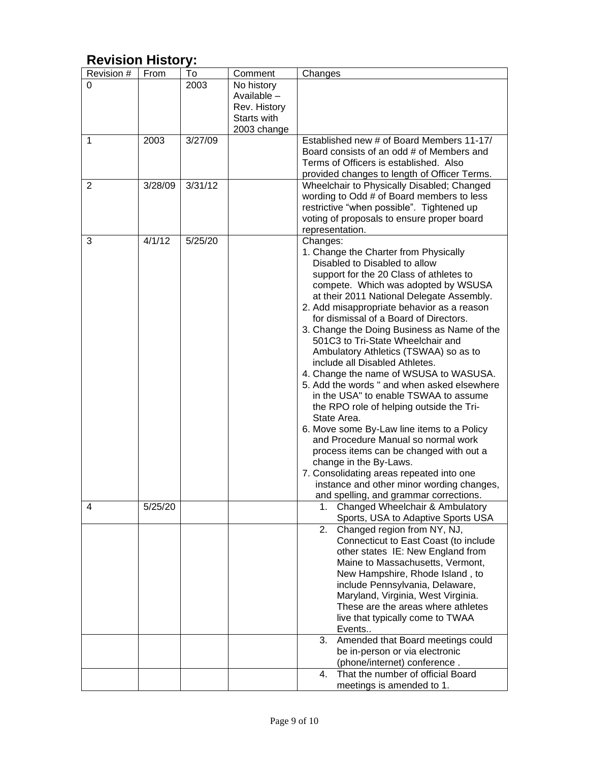## Revision History:

| Revision # | From | To | Comment | Changes |
|---|---|---|---|---|
| 0 | | 2003 | No history Available – Rev. History Starts with 2003 change | |
| 1 | 2003 | 3/27/09 | | Established new # of Board Members 11-17/ Board consists of an odd # of Members and Terms of Officers is established. Also provided changes to length of Officer Terms. |
| 2 | 3/28/09 | 3/31/12 | | Wheelchair to Physically Disabled; Changed wording to Odd # of Board members to less restrictive "when possible". Tightened up voting of proposals to ensure proper board representation. |
| 3 | 4/1/12 | 5/25/20 | | Changes:<br>1. Change the Charter from Physically Disabled to Disabled to allow support for the 20 Class of athletes to compete. Which was adopted by WSUSA at their 2011 National Delegate Assembly.<br>2. Add misappropriate behavior as a reason for dismissal of a Board of Directors.<br>3. Change the Doing Business as Name of the 501C3 to Tri-State Wheelchair and Ambulatory Athletics (TSWAA) so as to include all Disabled Athletes.<br>4. Change the name of WSUSA to WASUSA.<br>5. Add the words " and when asked elsewhere in the USA" to enable TSWAA to assume the RPO role of helping outside the Tri-State Area.<br>6. Move some By-Law line items to a Policy and Procedure Manual so normal work process items can be changed with out a change in the By-Laws.<br>7. Consolidating areas repeated into one instance and other minor wording changes, and spelling, and grammar corrections. |
| 4 | 5/25/20 | | | 1. Changed Wheelchair & Ambulatory Sports, USA to Adaptive Sports USA |
| | | | | 2. Changed region from NY, NJ, Connecticut to East Coast (to include other states IE: New England from Maine to Massachusetts, Vermont, New Hampshire, Rhode Island , to include Pennsylvania, Delaware, Maryland, Virginia, West Virginia. These are the areas where athletes live that typically come to TWAA Events.. |
| | | | | 3. Amended that Board meetings could be in-person or via electronic (phone/internet) conference . |
| | | | | 4. That the number of official Board meetings is amended to 1. |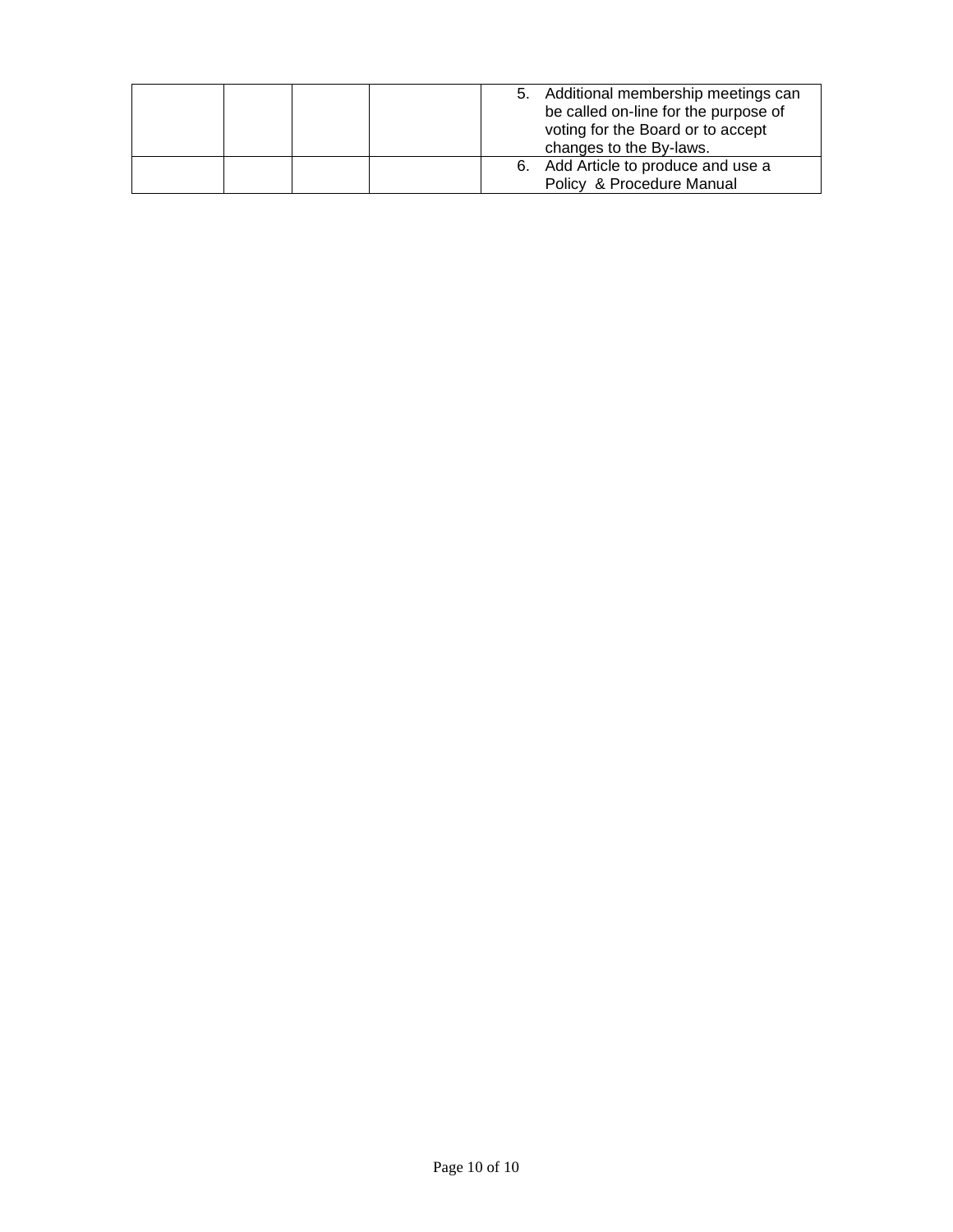| | | | | |
|---|---|---|---|---|
| | | | | 5. Additional membership meetings can be called on-line for the purpose of voting for the Board or to accept changes to the By-laws. |
| | | | | 6. Add Article to produce and use a Policy & Procedure Manual |